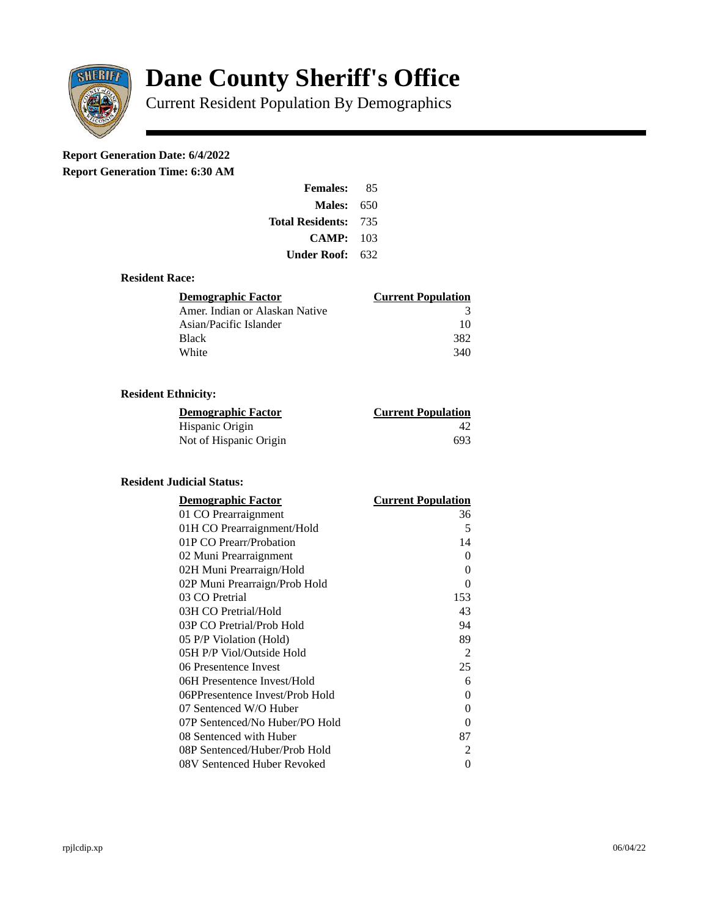# Dane County Sheriff's Office

Current Resident Population By Demographics

**Report Generation Date: 6/4/2022**

**Report Generation Time: 6:30 AM**

| | |
|---|---|
| **Females:** | 85 |
| **Males:** | 650 |
| **Total Residents:** | 735 |
| **CAMP:** | 103 |
| **Under Roof:** | 632 |

### Resident Race:

| Demographic Factor | Current Population |
|---|---|
| Amer. Indian or Alaskan Native | 3 |
| Asian/Pacific Islander | 10 |
| Black | 382 |
| White | 340 |

### Resident Ethnicity:

| Demographic Factor | Current Population |
|---|---|
| Hispanic Origin | 42 |
| Not of Hispanic Origin | 693 |

### Resident Judicial Status:

| Demographic Factor | Current Population |
|---|---|
| 01 CO Prearraignment | 36 |
| 01H CO Prearraignment/Hold | 5 |
| 01P CO Prearr/Probation | 14 |
| 02 Muni Prearraignment | 0 |
| 02H Muni Prearraign/Hold | 0 |
| 02P Muni Prearraign/Prob Hold | 0 |
| 03 CO Pretrial | 153 |
| 03H CO Pretrial/Hold | 43 |
| 03P CO Pretrial/Prob Hold | 94 |
| 05 P/P Violation (Hold) | 89 |
| 05H P/P Viol/Outside Hold | 2 |
| 06 Presentence Invest | 25 |
| 06H Presentence Invest/Hold | 6 |
| 06PPresentence Invest/Prob Hold | 0 |
| 07 Sentenced W/O Huber | 0 |
| 07P Sentenced/No Huber/PO Hold | 0 |
| 08 Sentenced with Huber | 87 |
| 08P Sentenced/Huber/Prob Hold | 2 |
| 08V Sentenced Huber Revoked | 0 |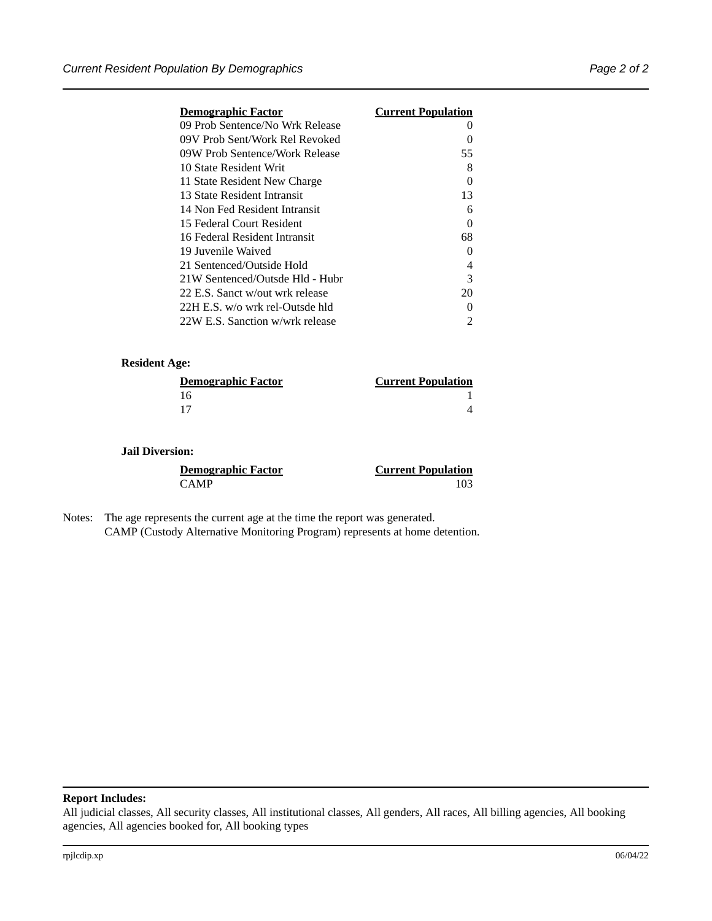| Demographic Factor | Current Population |
|---|---|
| 09 Prob Sentence/No Wrk Release | 0 |
| 09V Prob Sent/Work Rel Revoked | 0 |
| 09W Prob Sentence/Work Release | 55 |
| 10 State Resident Writ | 8 |
| 11 State Resident New Charge | 0 |
| 13 State Resident Intransit | 13 |
| 14 Non Fed Resident Intransit | 6 |
| 15 Federal Court Resident | 0 |
| 16 Federal Resident Intransit | 68 |
| 19 Juvenile Waived | 0 |
| 21 Sentenced/Outside Hold | 4 |
| 21W Sentenced/Outsde Hld - Hubr | 3 |
| 22 E.S. Sanct w/out wrk release | 20 |
| 22H E.S. w/o wrk rel-Outsde hld | 0 |
| 22W E.S. Sanction w/wrk release | 2 |

**Resident Age:**

| Demographic Factor | Current Population |
|---|---|
| 16 | 1 |
| 17 | 4 |

**Jail Diversion:**

| Demographic Factor | Current Population |
|---|---|
| CAMP | 103 |

Notes: The age represents the current age at the time the report was generated.
CAMP (Custody Alternative Monitoring Program) represents at home detention.

**Report Includes:**

All judicial classes, All security classes, All institutional classes, All genders, All races, All billing agencies, All booking agencies, All agencies booked for, All booking types

rpjlcdip.xp 06/04/22